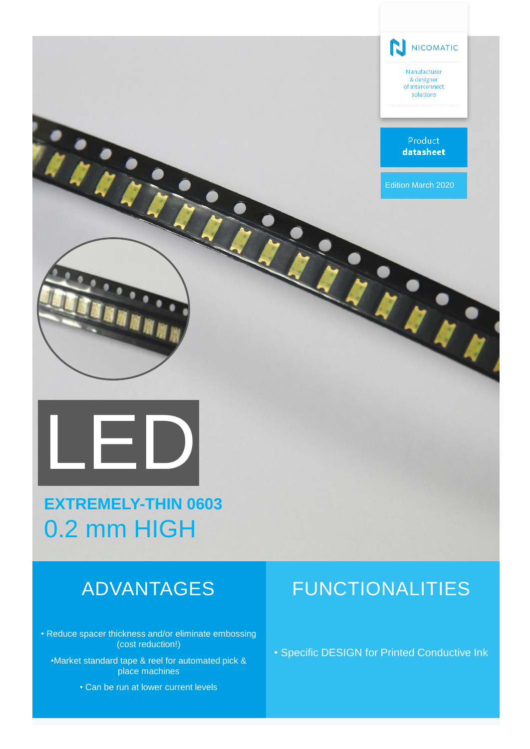NICOMATIC

Manufacturer & designer of interconnect solutions

Product **datasheet**

Edition March 2020

# LED

## EXTREMELY-THIN 0603
## 0.2 mm HIGH

## ADVANTAGES

- Reduce spacer thickness and/or eliminate embossing (cost reduction!)
- Market standard tape & reel for automated pick & place machines
- Can be run at lower current levels

## FUNCTIONALITIES

- Specific DESIGN for Printed Conductive Ink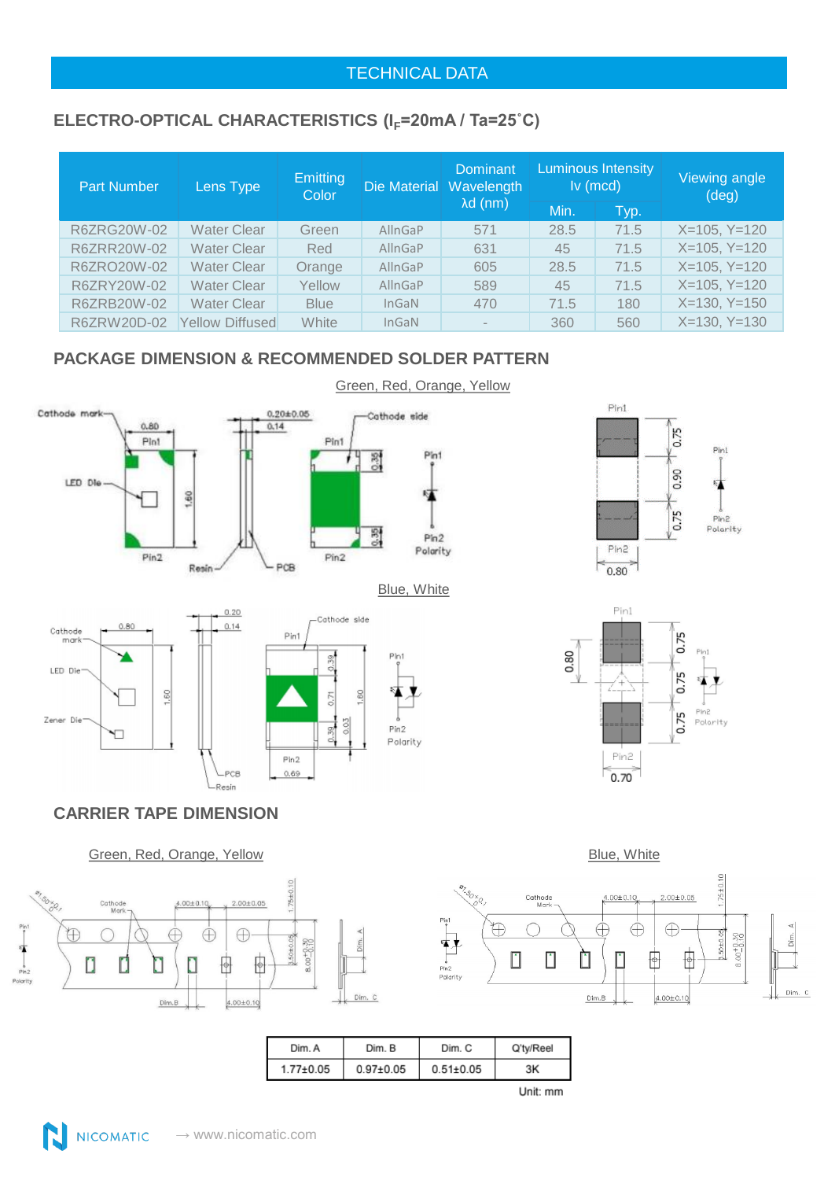# TECHNICAL DATA

## ELECTRO-OPTICAL CHARACTERISTICS ($I_F$=20mA / Ta=25˚C)

| Part Number | Lens Type | Emitting Color | Die Material | Dominant Wavelength λd (nm) | Luminous Intensity Iv (mcd) | | Viewing angle (deg) |
|---|---|---|---|---|---|---|---|
| | | | | | Min. | Typ. | |
| R6ZRG20W-02 | Water Clear | Green | AllnGaP | 571 | 28.5 | 71.5 | X=105, Y=120 |
| R6ZRR20W-02 | Water Clear | Red | AllnGaP | 631 | 45 | 71.5 | X=105, Y=120 |
| R6ZRO20W-02 | Water Clear | Orange | AllnGaP | 605 | 28.5 | 71.5 | X=105, Y=120 |
| R6ZRY20W-02 | Water Clear | Yellow | AllnGaP | 589 | 45 | 71.5 | X=105, Y=120 |
| R6ZRB20W-02 | Water Clear | Blue | InGaN | 470 | 71.5 | 180 | X=130, Y=150 |
| R6ZRW20D-02 | Yellow Diffused | White | InGaN | - | 360 | 560 | X=130, Y=130 |

## PACKAGE DIMENSION & RECOMMENDED SOLDER PATTERN

Green, Red, Orange, Yellow

Blue, White

## CARRIER TAPE DIMENSION

Green, Red, Orange, Yellow

Blue, White

| Dim. A | Dim. B | Dim. C | Q'ty/Reel |
|---|---|---|---|
| 1.77±0.05 | 0.97±0.05 | 0.51±0.05 | 3K |

Unit: mm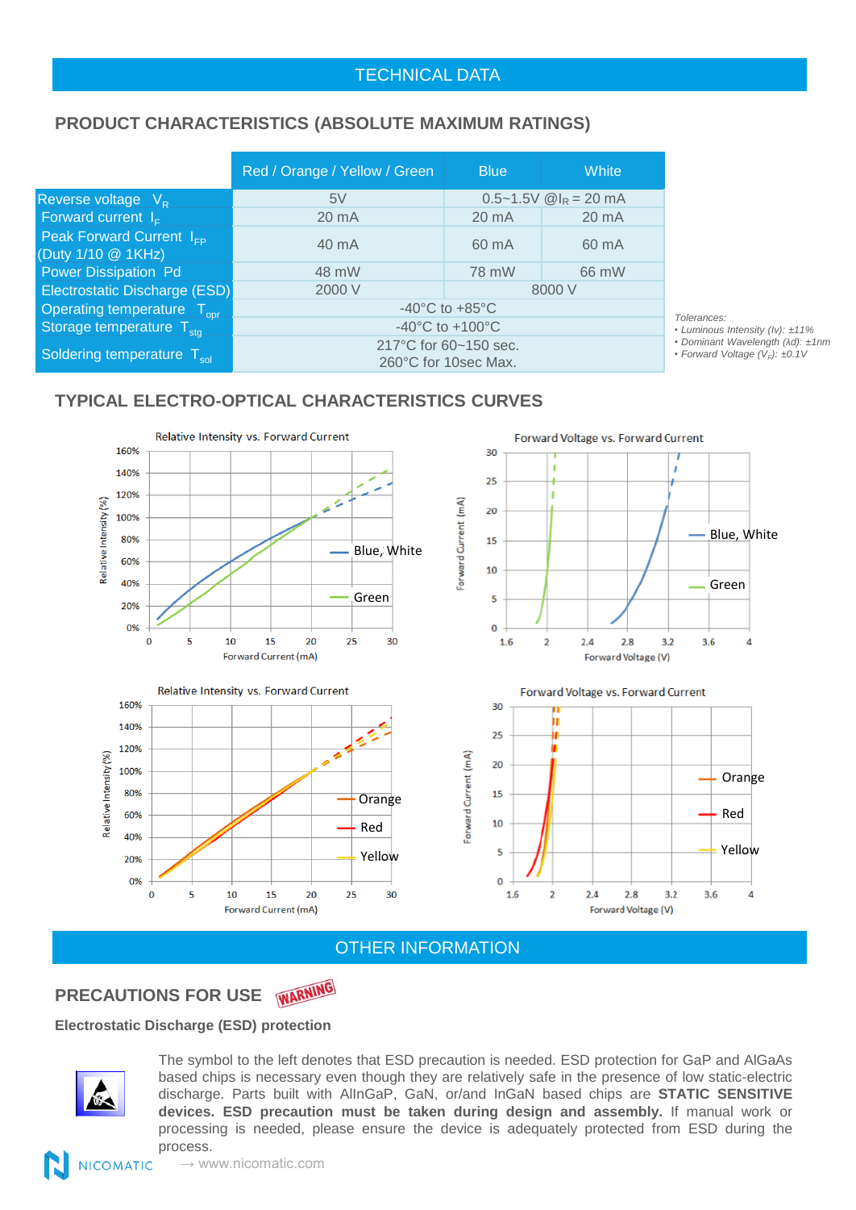## TECHNICAL DATA

### PRODUCT CHARACTERISTICS (ABSOLUTE MAXIMUM RATINGS)

| | Red / Orange / Yellow / Green | Blue | White |
|---|---|---|---|
| Reverse voltage $V_R$ | 5V | 0.5~1.5V @$I_R$ = 20 mA | |
| Forward current $I_F$ | 20 mA | 20 mA | 20 mA |
| Peak Forward Current $I_{FP}$ (Duty 1/10 @ 1KHz) | 40 mA | 60 mA | 60 mA |
| Power Dissipation Pd | 48 mW | 78 mW | 66 mW |
| Electrostatic Discharge (ESD) | 2000 V | 8000 V | |
| Operating temperature $T_{opr}$ | -40°C to +85°C | | |
| Storage temperature $T_{stg}$ | -40°C to +100°C | | |
| Soldering temperature $T_{sol}$ | 217°C for 60~150 sec. 260°C for 10sec Max. | | |

*Tolerances:*
- *Luminous Intensity (Iv): ±11%*
- *Dominant Wavelength (λd): ±1nm*
- *Forward Voltage ($V_F$): ±0.1V*

### TYPICAL ELECTRO-OPTICAL CHARACTERISTICS CURVES

Relative Intensity vs. Forward Current
Relative Intensity (%)
160% 140% 120% 100% 80% 60% 40% 20% 0%
0 5 10 15 20 25 30
Forward Current (mA)
Blue, White
Green

Forward Voltage vs. Forward Current
Forward Current (mA)
30 25 20 15 10 5 0
1.6 2 2.4 2.8 3.2 3.6 4
Forward Voltage (V)
Blue, White
Green

Relative Intensity vs. Forward Current
Relative Intensity (%)
160% 140% 120% 100% 80% 60% 40% 20% 0%
0 5 10 15 20 25 30
Forward Current (mA)
Orange
Red
Yellow

Forward Voltage vs. Forward Current
Forward Current (mA)
30 25 20 15 10 5 0
1.6 2 2.4 2.8 3.2 3.6 4
Forward Voltage (V)
Orange
Red
Yellow

## OTHER INFORMATION

### PRECAUTIONS FOR USE

WARNING

**Electrostatic Discharge (ESD) protection**

The symbol to the left denotes that ESD precaution is needed. ESD protection for GaP and AlGaAs based chips is necessary even though they are relatively safe in the presence of low static-electric discharge. Parts built with AlInGaP, GaN, or/and InGaN based chips are **STATIC SENSITIVE devices. ESD precaution must be taken during design and assembly.** If manual work or processing is needed, please ensure the device is adequately protected from ESD during the process.

NICOMATIC → www.nicomatic.com